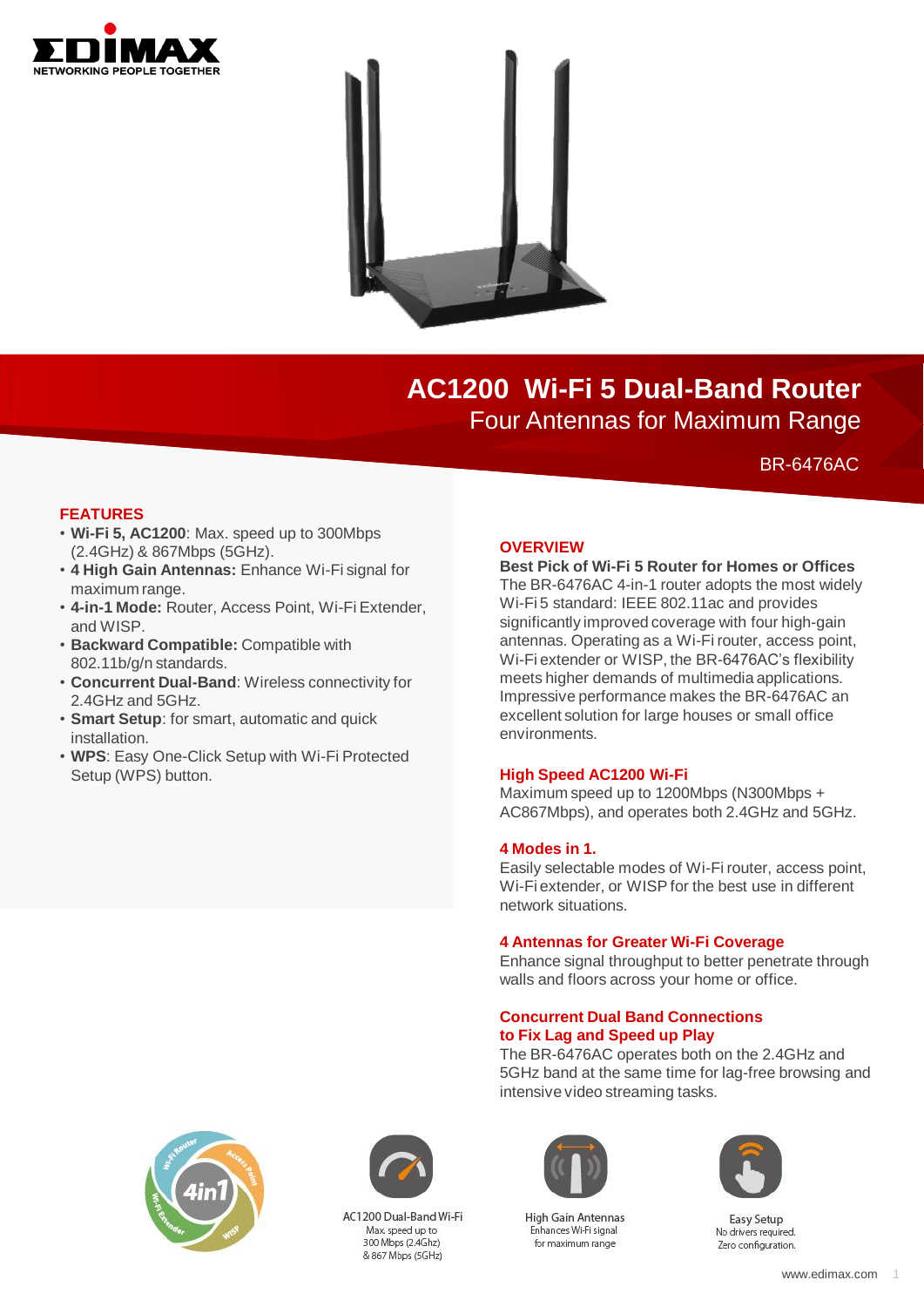# AC1200 Wi-Fi 5 Dual-Band Router

Four Antennas for Maximum Range

BR-6476AC

## FEATURES

- **Wi-Fi 5, AC1200**: Max. speed up to 300Mbps (2.4GHz) & 867Mbps (5GHz).
- **4 High Gain Antennas:** Enhance Wi-Fi signal for maximum range.
- **4-in-1 Mode:** Router, Access Point, Wi-Fi Extender, and WISP.
- **Backward Compatible:** Compatible with 802.11b/g/n standards.
- **Concurrent Dual-Band**: Wireless connectivity for 2.4GHz and 5GHz.
- **Smart Setup**: for smart, automatic and quick installation.
- **WPS**: Easy One-Click Setup with Wi-Fi Protected Setup (WPS) button.

## OVERVIEW

**Best Pick of Wi-Fi 5 Router for Homes or Offices**

The BR-6476AC 4-in-1 router adopts the most widely Wi-Fi 5 standard: IEEE 802.11ac and provides significantly improved coverage with four high-gain antennas. Operating as a Wi-Fi router, access point, Wi-Fi extender or WISP, the BR-6476AC's flexibility meets higher demands of multimedia applications. Impressive performance makes the BR-6476AC an excellent solution for large houses or small office environments.

### High Speed AC1200 Wi-Fi

Maximum speed up to 1200Mbps (N300Mbps + AC867Mbps), and operates both 2.4GHz and 5GHz.

### 4 Modes in 1.

Easily selectable modes of Wi-Fi router, access point, Wi-Fi extender, or WISP for the best use in different network situations.

### 4 Antennas for Greater Wi-Fi Coverage

Enhance signal throughput to better penetrate through walls and floors across your home or office.

### Concurrent Dual Band Connections to Fix Lag and Speed up Play

The BR-6476AC operates both on the 2.4GHz and 5GHz band at the same time for lag-free browsing and intensive video streaming tasks.

4in1 — Wi-Fi Router, Access Point, WISP, Wi-Fi Extender

AC1200 Dual-Band Wi-Fi
Max. speed up to
300 Mbps (2.4Ghz)
& 867 Mbps (5GHz)

High Gain Antennas
Enhances Wi-Fi signal
for maximum range

Easy Setup
No drivers required.
Zero configuration.

www.edimax.com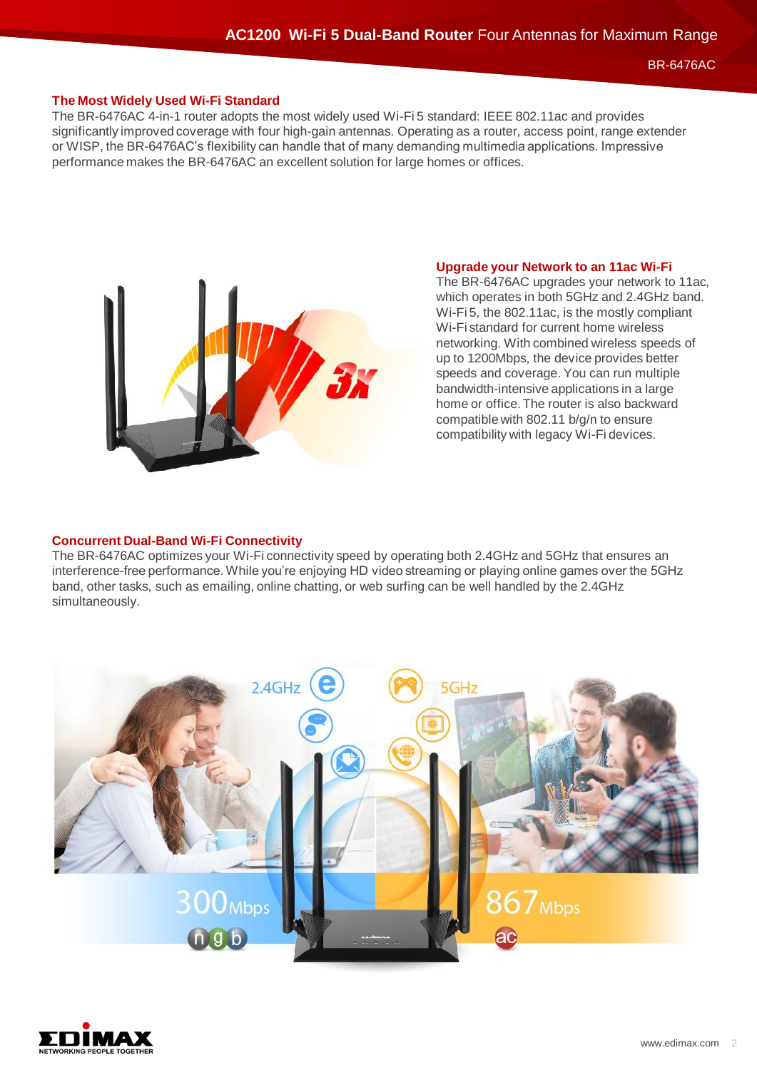## The Most Widely Used Wi-Fi Standard

The BR-6476AC 4-in-1 router adopts the most widely used Wi-Fi 5 standard: IEEE 802.11ac and provides significantly improved coverage with four high-gain antennas. Operating as a router, access point, range extender or WISP, the BR-6476AC's flexibility can handle that of many demanding multimedia applications. Impressive performance makes the BR-6476AC an excellent solution for large homes or offices.

## Upgrade your Network to an 11ac Wi-Fi

The BR-6476AC upgrades your network to 11ac, which operates in both 5GHz and 2.4GHz band. Wi-Fi 5, the 802.11ac, is the mostly compliant Wi-Fi standard for current home wireless networking. With combined wireless speeds of up to 1200Mbps, the device provides better speeds and coverage. You can run multiple bandwidth-intensive applications in a large home or office. The router is also backward compatible with 802.11 b/g/n to ensure compatibility with legacy Wi-Fi devices.

## Concurrent Dual-Band Wi-Fi Connectivity

The BR-6476AC optimizes your Wi-Fi connectivity speed by operating both 2.4GHz and 5GHz that ensures an interference-free performance. While you're enjoying HD video streaming or playing online games over the 5GHz band, other tasks, such as emailing, online chatting, or web surfing can be well handled by the 2.4GHz simultaneously.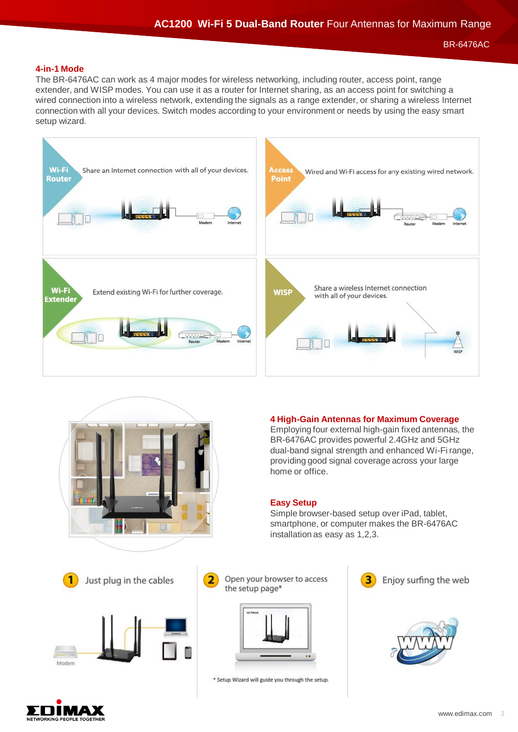## 4-in-1 Mode

The BR-6476AC can work as 4 major modes for wireless networking, including router, access point, range extender, and WISP modes. You can use it as a router for Internet sharing, as an access point for switching a wired connection into a wireless network, extending the signals as a range extender, or sharing a wireless Internet connection with all your devices. Switch modes according to your environment or needs by using the easy smart setup wizard.

**Wi-Fi Router** – Share an Internet connection with all of your devices.

**Access Point** – Wired and Wi-Fi access for any existing wired network.

**Wi-Fi Extender** – Extend existing Wi-Fi for further coverage.

**WISP** – Share a wireless Internet connection with all of your devices.

## 4 High-Gain Antennas for Maximum Coverage

Employing four external high-gain fixed antennas, the BR-6476AC provides powerful 2.4GHz and 5GHz dual-band signal strength and enhanced Wi-Fi range, providing good signal coverage across your large home or office.

## Easy Setup

Simple browser-based setup over iPad, tablet, smartphone, or computer makes the BR-6476AC installation as easy as 1,2,3.

1. Just plug in the cables
2. Open your browser to access the setup page*
3. Enjoy surfing the web

\* Setup Wizard will guide you through the setup.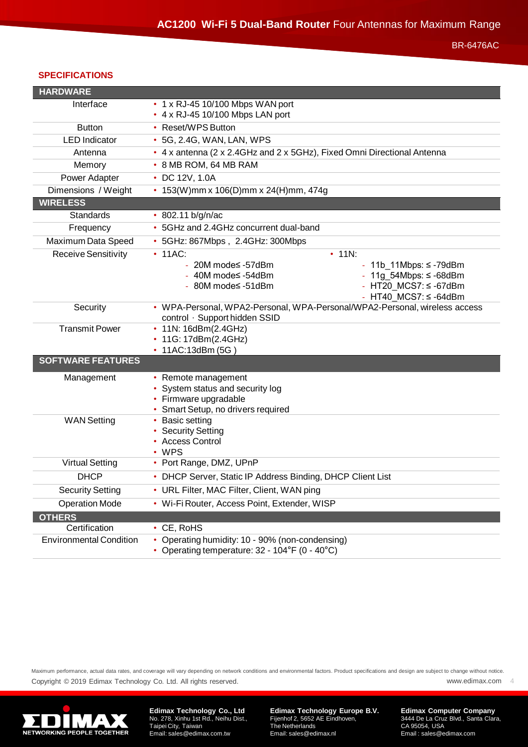## SPECIFICATIONS

| | |
|---|---|
| **HARDWARE** | |
| Interface | • 1 x RJ-45 10/100 Mbps WAN port<br>• 4 x RJ-45 10/100 Mbps LAN port |
| Button | • Reset/WPS Button |
| LED Indicator | • 5G, 2.4G, WAN, LAN, WPS |
| Antenna | • 4 x antenna (2 x 2.4GHz and 2 x 5GHz), Fixed Omni Directional Antenna |
| Memory | • 8 MB ROM, 64 MB RAM |
| Power Adapter | • DC 12V, 1.0A |
| Dimensions / Weight | • 153(W)mm x 106(D)mm x 24(H)mm, 474g |
| **WIRELESS** | |
| Standards | • 802.11 b/g/n/ac |
| Frequency | • 5GHz and 2.4GHz concurrent dual-band |
| Maximum Data Speed | • 5GHz: 867Mbps , 2.4GHz: 300Mbps |
| Receive Sensitivity | • 11AC:<br>- 20M mode≤ -57dBm<br>- 40M mode≤ -54dBm<br>- 80M mode≤ -51dBm<br>• 11N:<br>- 11b_11Mbps: ≤ -79dBm<br>- 11g_54Mbps: ≤ -68dBm<br>- HT20_MCS7: ≤ -67dBm<br>- HT40_MCS7: ≤ -64dBm |
| Security | • WPA-Personal, WPA2-Personal, WPA-Personal/WPA2-Personal, wireless access control · Support hidden SSID |
| Transmit Power | • 11N: 16dBm(2.4GHz)<br>• 11G: 17dBm(2.4GHz)<br>• 11AC:13dBm (5G ) |
| **SOFTWARE FEATURES** | |
| Management | • Remote management<br>• System status and security log<br>• Firmware upgradable<br>• Smart Setup, no drivers required |
| WAN Setting | • Basic setting<br>• Security Setting<br>• Access Control<br>• WPS |
| Virtual Setting | • Port Range, DMZ, UPnP |
| DHCP | • DHCP Server, Static IP Address Binding, DHCP Client List |
| Security Setting | • URL Filter, MAC Filter, Client, WAN ping |
| Operation Mode | • Wi-Fi Router, Access Point, Extender, WISP |
| **OTHERS** | |
| Certification | • CE, RoHS |
| Environmental Condition | • Operating humidity: 10 - 90% (non-condensing)<br>• Operating temperature: 32 - 104°F (0 - 40°C) |

Maximum performance, actual data rates, and coverage will vary depending on network conditions and environmental factors. Product specifications and design are subject to change without notice.

Copyright © 2019 Edimax Technology Co. Ltd. All rights reserved.

www.edimax.com

EDIMAX NETWORKING PEOPLE TOGETHER

**Edimax Technology Co., Ltd**
No. 278, Xinhu 1st Rd., Neihu Dist., Taipei City, Taiwan
Email: sales@edimax.com.tw

**Edimax Technology Europe B.V.**
Fijenhof 2, 5652 AE Eindhoven, The Netherlands
Email: sales@edimax.nl

**Edimax Computer Company**
3444 De La Cruz Blvd., Santa Clara, CA 95054, USA
Email : sales@edimax.com